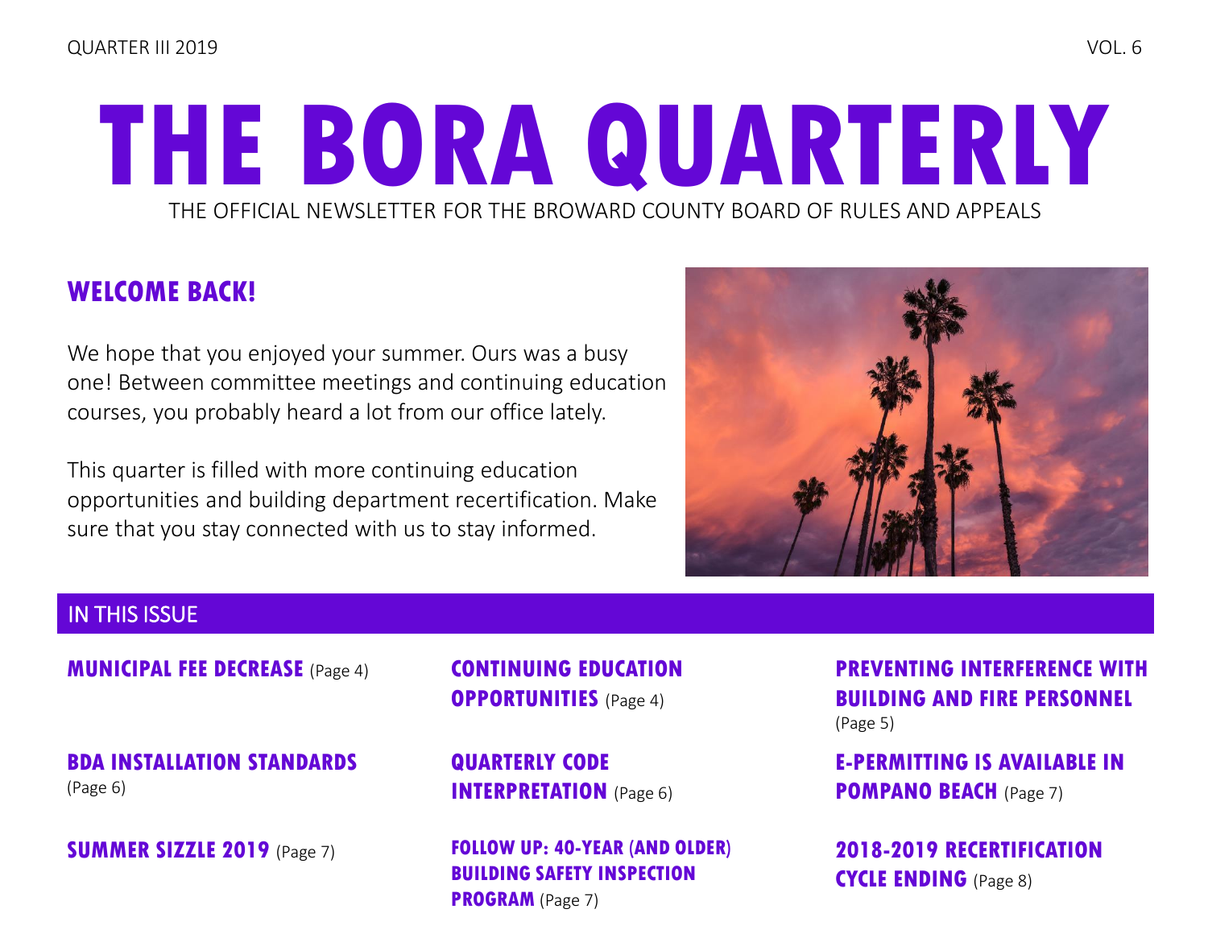QUARTER III 2019 VOL. 6

# THE BORA QUARTERLY

THE OFFICIAL NEWSLETTER FOR THE BROWARD COUNTY BOARD OF RULES AND APPEALS

## WELCOME BACK!

We hope that you enjoyed your summer. Ours was a busy one! Between committee meetings and continuing education courses, you probably heard a lot from our office lately.

This quarter is filled with more continuing education opportunities and building department recertification. Make sure that you stay connected with us to stay informed.

## IN THIS ISSUE

**MUNICIPAL FEE DECREASE** (Page 4)

**CONTINUING EDUCATION OPPORTUNITIES** (Page 4)

**PREVENTING INTERFERENCE WITH BUILDING AND FIRE PERSONNEL** (Page 5)

**BDA INSTALLATION STANDARDS** (Page 6)

**QUARTERLY CODE INTERPRETATION** (Page 6)

**E-PERMITTING IS AVAILABLE IN POMPANO BEACH** (Page 7)

**SUMMER SIZZLE 2019** (Page 7)

**FOLLOW UP: 40-YEAR (AND OLDER) BUILDING SAFETY INSPECTION PROGRAM** (Page 7)

**2018-2019 RECERTIFICATION CYCLE ENDING** (Page 8)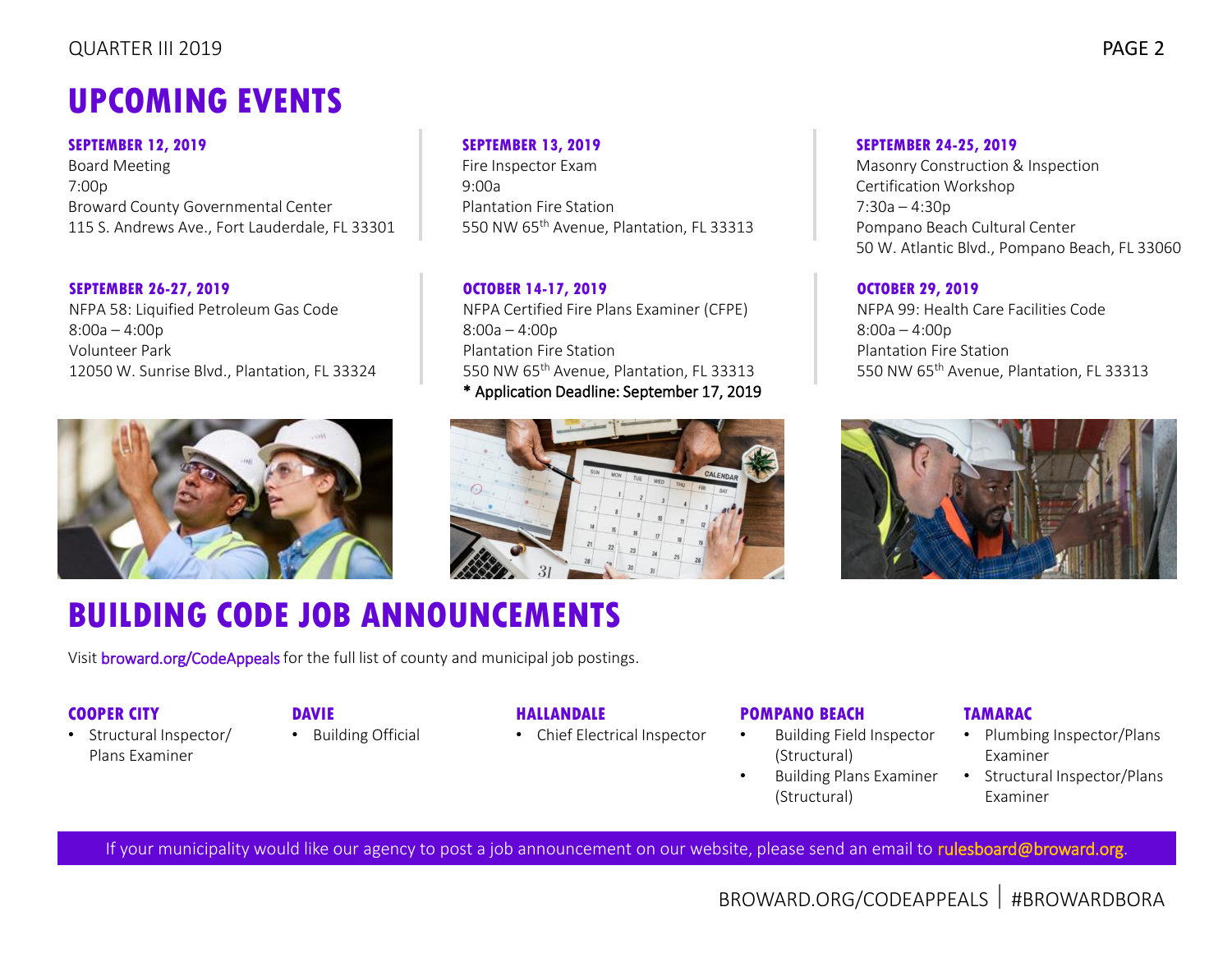# UPCOMING EVENTS

**SEPTEMBER 12, 2019**
Board Meeting
7:00p
Broward County Governmental Center
115 S. Andrews Ave., Fort Lauderdale, FL 33301

**SEPTEMBER 13, 2019**
Fire Inspector Exam
9:00a
Plantation Fire Station
550 NW 65th Avenue, Plantation, FL 33313

**SEPTEMBER 24-25, 2019**
Masonry Construction & Inspection Certification Workshop
7:30a – 4:30p
Pompano Beach Cultural Center
50 W. Atlantic Blvd., Pompano Beach, FL 33060

**SEPTEMBER 26-27, 2019**
NFPA 58: Liquified Petroleum Gas Code
8:00a – 4:00p
Volunteer Park
12050 W. Sunrise Blvd., Plantation, FL 33324

**OCTOBER 14-17, 2019**
NFPA Certified Fire Plans Examiner (CFPE)
8:00a – 4:00p
Plantation Fire Station
550 NW 65th Avenue, Plantation, FL 33313
* Application Deadline: September 17, 2019

**OCTOBER 29, 2019**
NFPA 99: Health Care Facilities Code
8:00a – 4:00p
Plantation Fire Station
550 NW 65th Avenue, Plantation, FL 33313

# BUILDING CODE JOB ANNOUNCEMENTS

Visit broward.org/CodeAppeals for the full list of county and municipal job postings.

**COOPER CITY**
- Structural Inspector/ Plans Examiner

**DAVIE**
- Building Official

**HALLANDALE**
- Chief Electrical Inspector

**POMPANO BEACH**
- Building Field Inspector (Structural)
- Building Plans Examiner (Structural)

**TAMARAC**
- Plumbing Inspector/Plans Examiner
- Structural Inspector/Plans Examiner

If your municipality would like our agency to post a job announcement on our website, please send an email to rulesboard@broward.org.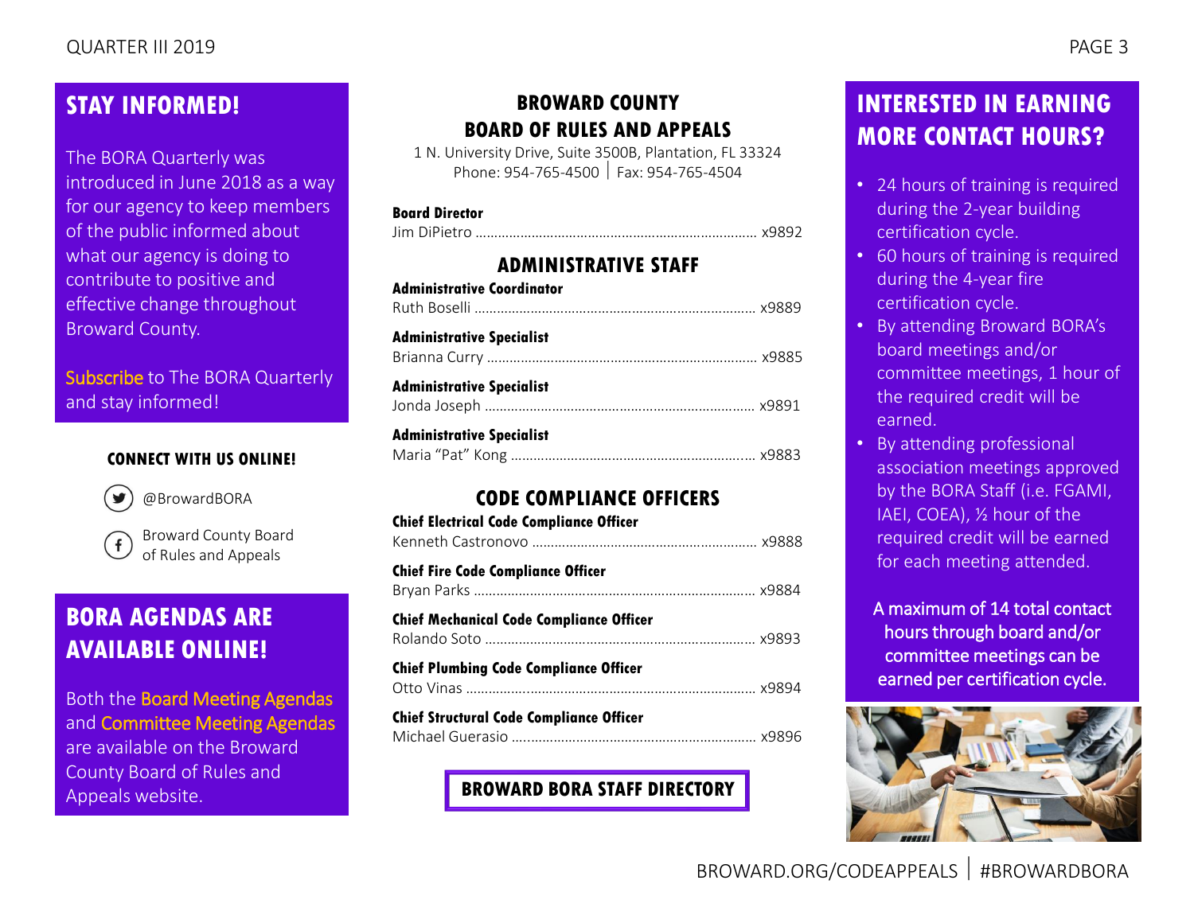## STAY INFORMED!

The BORA Quarterly was introduced in June 2018 as a way for our agency to keep members of the public informed about what our agency is doing to contribute to positive and effective change throughout Broward County.

Subscribe to The BORA Quarterly and stay informed!

### CONNECT WITH US ONLINE!

@BrowardBORA

Broward County Board of Rules and Appeals

## BORA AGENDAS ARE AVAILABLE ONLINE!

Both the Board Meeting Agendas and Committee Meeting Agendas are available on the Broward County Board of Rules and Appeals website.

## BROWARD COUNTY BOARD OF RULES AND APPEALS

1 N. University Drive, Suite 3500B, Plantation, FL 33324
Phone: 954-765-4500 | Fax: 954-765-4504

**Board Director**
Jim DiPietro ........ x9892

### ADMINISTRATIVE STAFF

**Administrative Coordinator**
Ruth Boselli ........ x9889

**Administrative Specialist**
Brianna Curry ........ x9885

**Administrative Specialist**
Jonda Joseph ........ x9891

**Administrative Specialist**
Maria "Pat" Kong ........ x9883

### CODE COMPLIANCE OFFICERS

**Chief Electrical Code Compliance Officer**
Kenneth Castronovo ........ x9888

**Chief Fire Code Compliance Officer**
Bryan Parks ........ x9884

**Chief Mechanical Code Compliance Officer**
Rolando Soto ........ x9893

**Chief Plumbing Code Compliance Officer**
Otto Vinas ........ x9894

**Chief Structural Code Compliance Officer**
Michael Guerasio ........ x9896

**BROWARD BORA STAFF DIRECTORY**

## INTERESTED IN EARNING MORE CONTACT HOURS?

- 24 hours of training is required during the 2-year building certification cycle.
- 60 hours of training is required during the 4-year fire certification cycle.
- By attending Broward BORA's board meetings and/or committee meetings, 1 hour of the required credit will be earned.
- By attending professional association meetings approved by the BORA Staff (i.e. FGAMI, IAEI, COEA), ½ hour of the required credit will be earned for each meeting attended.

A maximum of 14 total contact hours through board and/or committee meetings can be earned per certification cycle.

BROWARD.ORG/CODEAPPEALS | #BROWARDBORA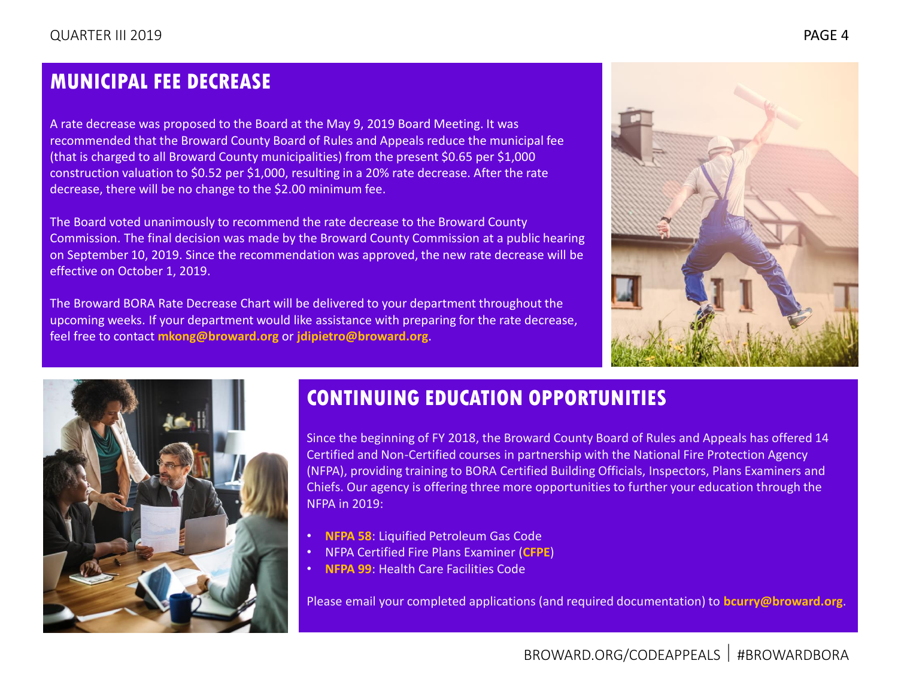## MUNICIPAL FEE DECREASE

A rate decrease was proposed to the Board at the May 9, 2019 Board Meeting. It was recommended that the Broward County Board of Rules and Appeals reduce the municipal fee (that is charged to all Broward County municipalities) from the present $0.65 per $1,000 construction valuation to $0.52 per $1,000, resulting in a 20% rate decrease. After the rate decrease, there will be no change to the $2.00 minimum fee.

The Board voted unanimously to recommend the rate decrease to the Broward County Commission. The final decision was made by the Broward County Commission at a public hearing on September 10, 2019. Since the recommendation was approved, the new rate decrease will be effective on October 1, 2019.

The Broward BORA Rate Decrease Chart will be delivered to your department throughout the upcoming weeks. If your department would like assistance with preparing for the rate decrease, feel free to contact **mkong@broward.org** or **jdipietro@broward.org**.

## CONTINUING EDUCATION OPPORTUNITIES

Since the beginning of FY 2018, the Broward County Board of Rules and Appeals has offered 14 Certified and Non-Certified courses in partnership with the National Fire Protection Agency (NFPA), providing training to BORA Certified Building Officials, Inspectors, Plans Examiners and Chiefs. Our agency is offering three more opportunities to further your education through the NFPA in 2019:

- **NFPA 58**: Liquified Petroleum Gas Code
- NFPA Certified Fire Plans Examiner (**CFPE**)
- **NFPA 99**: Health Care Facilities Code

Please email your completed applications (and required documentation) to **bcurry@broward.org**.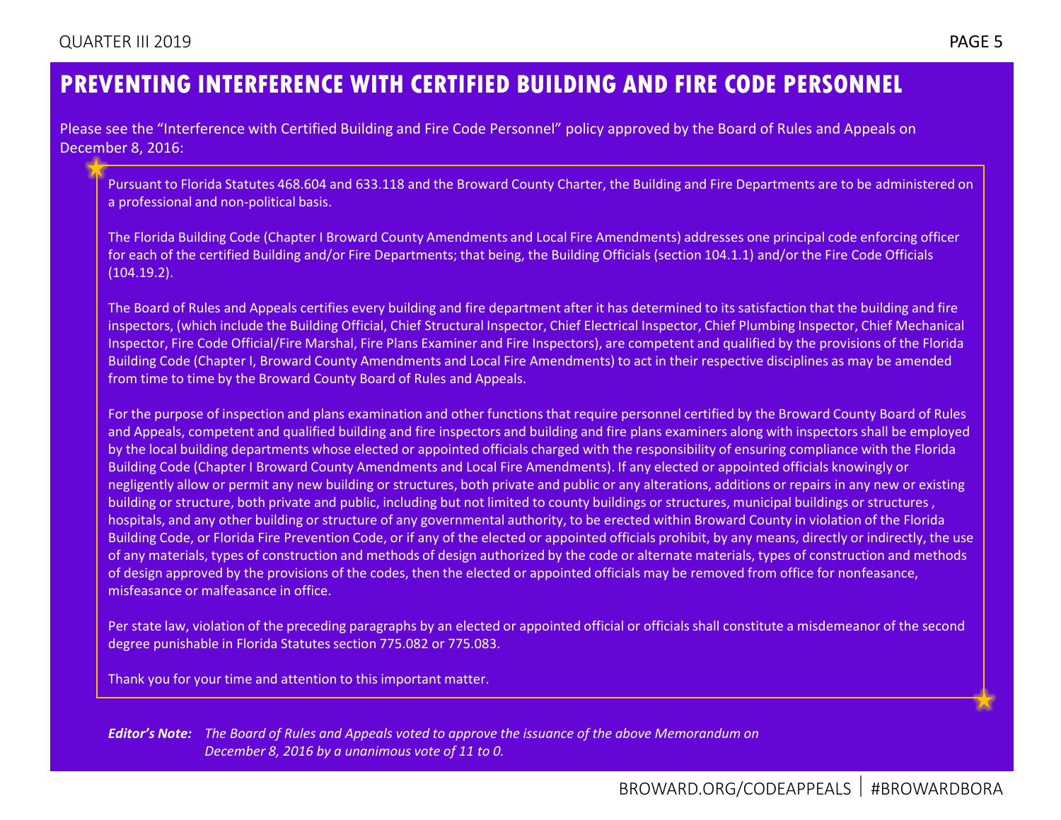# PREVENTING INTERFERENCE WITH CERTIFIED BUILDING AND FIRE CODE PERSONNEL

Please see the "Interference with Certified Building and Fire Code Personnel" policy approved by the Board of Rules and Appeals on December 8, 2016:

> Pursuant to Florida Statutes 468.604 and 633.118 and the Broward County Charter, the Building and Fire Departments are to be administered on a professional and non-political basis.
>
> The Florida Building Code (Chapter I Broward County Amendments and Local Fire Amendments) addresses one principal code enforcing officer for each of the certified Building and/or Fire Departments; that being, the Building Officials (section 104.1.1) and/or the Fire Code Officials (104.19.2).
>
> The Board of Rules and Appeals certifies every building and fire department after it has determined to its satisfaction that the building and fire inspectors, (which include the Building Official, Chief Structural Inspector, Chief Electrical Inspector, Chief Plumbing Inspector, Chief Mechanical Inspector, Fire Code Official/Fire Marshal, Fire Plans Examiner and Fire Inspectors), are competent and qualified by the provisions of the Florida Building Code (Chapter I, Broward County Amendments and Local Fire Amendments) to act in their respective disciplines as may be amended from time to time by the Broward County Board of Rules and Appeals.
>
> For the purpose of inspection and plans examination and other functions that require personnel certified by the Broward County Board of Rules and Appeals, competent and qualified building and fire inspectors and building and fire plans examiners along with inspectors shall be employed by the local building departments whose elected or appointed officials charged with the responsibility of ensuring compliance with the Florida Building Code (Chapter I Broward County Amendments and Local Fire Amendments). If any elected or appointed officials knowingly or negligently allow or permit any new building or structures, both private and public or any alterations, additions or repairs in any new or existing building or structure, both private and public, including but not limited to county buildings or structures, municipal buildings or structures , hospitals, and any other building or structure of any governmental authority, to be erected within Broward County in violation of the Florida Building Code, or Florida Fire Prevention Code, or if any of the elected or appointed officials prohibit, by any means, directly or indirectly, the use of any materials, types of construction and methods of design authorized by the code or alternate materials, types of construction and methods of design approved by the provisions of the codes, then the elected or appointed officials may be removed from office for nonfeasance, misfeasance or malfeasance in office.
>
> Per state law, violation of the preceding paragraphs by an elected or appointed official or officials shall constitute a misdemeanor of the second degree punishable in Florida Statutes section 775.082 or 775.083.
>
> Thank you for your time and attention to this important matter.

***Editor's Note:*** *The Board of Rules and Appeals voted to approve the issuance of the above Memorandum on December 8, 2016 by a unanimous vote of 11 to 0.*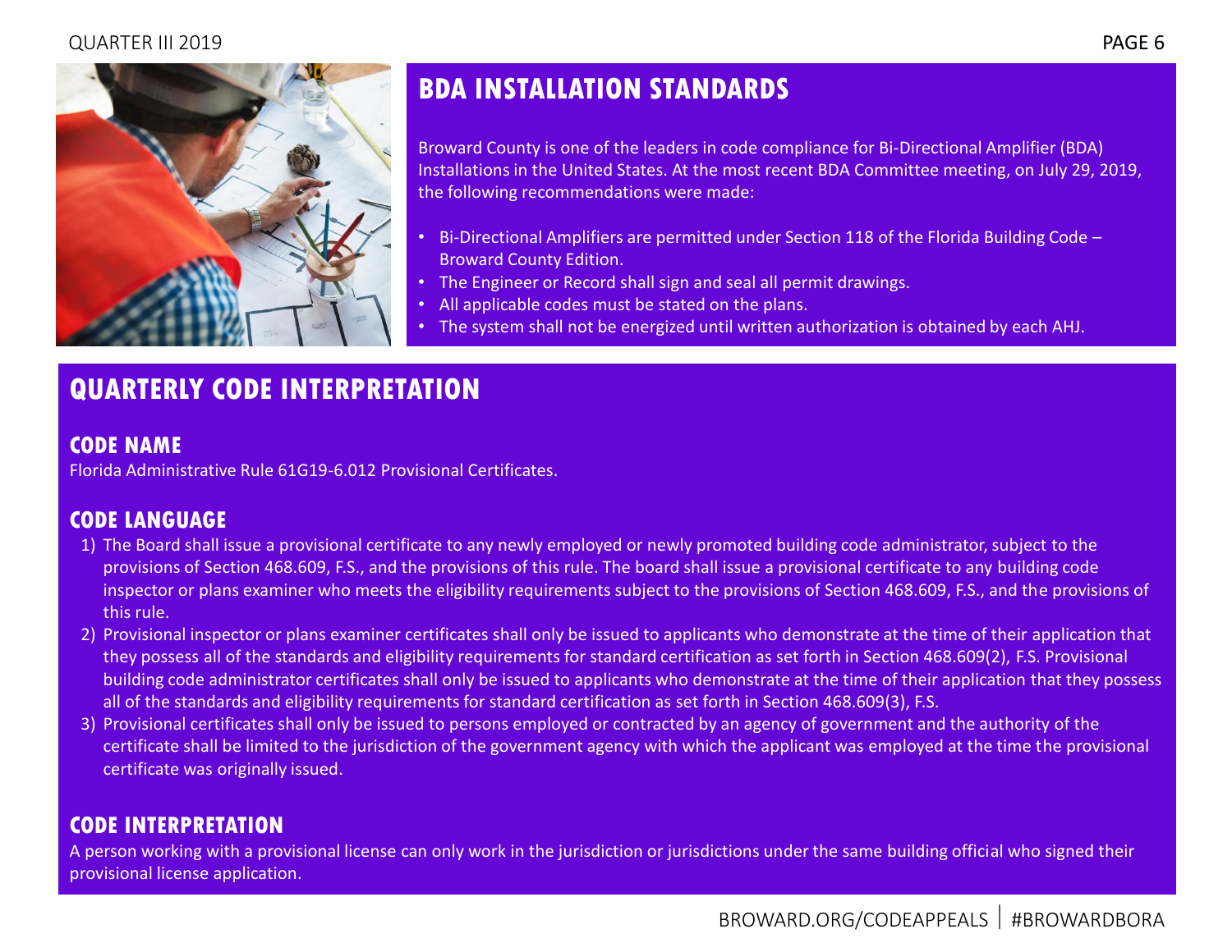## BDA INSTALLATION STANDARDS

Broward County is one of the leaders in code compliance for Bi-Directional Amplifier (BDA) Installations in the United States. At the most recent BDA Committee meeting, on July 29, 2019, the following recommendations were made:

- Bi-Directional Amplifiers are permitted under Section 118 of the Florida Building Code – Broward County Edition.
- The Engineer or Record shall sign and seal all permit drawings.
- All applicable codes must be stated on the plans.
- The system shall not be energized until written authorization is obtained by each AHJ.

## QUARTERLY CODE INTERPRETATION

### CODE NAME

Florida Administrative Rule 61G19-6.012 Provisional Certificates.

### CODE LANGUAGE

1) The Board shall issue a provisional certificate to any newly employed or newly promoted building code administrator, subject to the provisions of Section 468.609, F.S., and the provisions of this rule. The board shall issue a provisional certificate to any building code inspector or plans examiner who meets the eligibility requirements subject to the provisions of Section 468.609, F.S., and the provisions of this rule.
2) Provisional inspector or plans examiner certificates shall only be issued to applicants who demonstrate at the time of their application that they possess all of the standards and eligibility requirements for standard certification as set forth in Section 468.609(2), F.S. Provisional building code administrator certificates shall only be issued to applicants who demonstrate at the time of their application that they possess all of the standards and eligibility requirements for standard certification as set forth in Section 468.609(3), F.S.
3) Provisional certificates shall only be issued to persons employed or contracted by an agency of government and the authority of the certificate shall be limited to the jurisdiction of the government agency with which the applicant was employed at the time the provisional certificate was originally issued.

### CODE INTERPRETATION

A person working with a provisional license can only work in the jurisdiction or jurisdictions under the same building official who signed their provisional license application.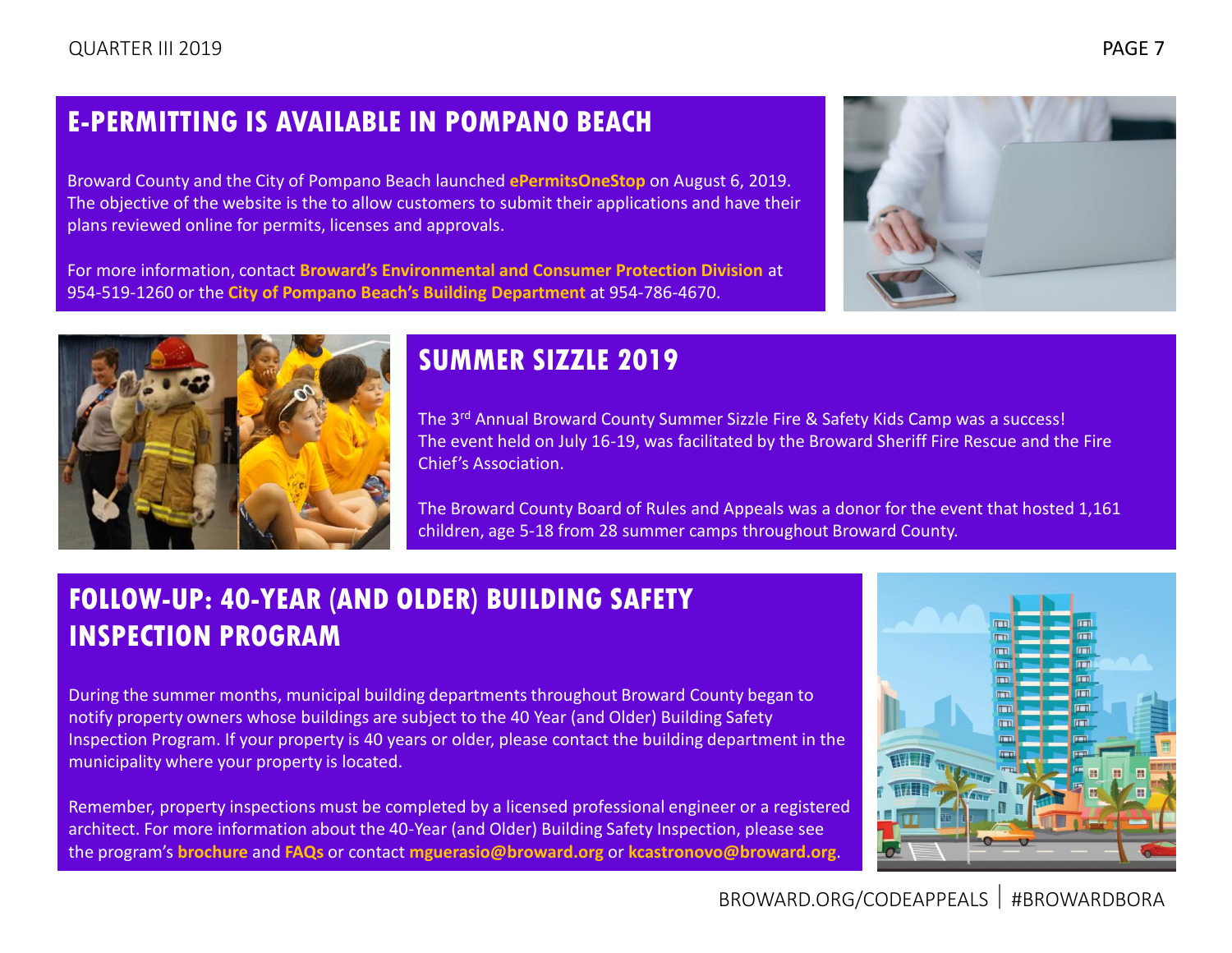## E-PERMITTING IS AVAILABLE IN POMPANO BEACH

Broward County and the City of Pompano Beach launched **ePermitsOneStop** on August 6, 2019. The objective of the website is the to allow customers to submit their applications and have their plans reviewed online for permits, licenses and approvals.

For more information, contact **Broward's Environmental and Consumer Protection Division** at 954-519-1260 or the **City of Pompano Beach's Building Department** at 954-786-4670.

## SUMMER SIZZLE 2019

The 3rd Annual Broward County Summer Sizzle Fire & Safety Kids Camp was a success! The event held on July 16-19, was facilitated by the Broward Sheriff Fire Rescue and the Fire Chief's Association.

The Broward County Board of Rules and Appeals was a donor for the event that hosted 1,161 children, age 5-18 from 28 summer camps throughout Broward County.

## FOLLOW-UP: 40-YEAR (AND OLDER) BUILDING SAFETY INSPECTION PROGRAM

During the summer months, municipal building departments throughout Broward County began to notify property owners whose buildings are subject to the 40 Year (and Older) Building Safety Inspection Program. If your property is 40 years or older, please contact the building department in the municipality where your property is located.

Remember, property inspections must be completed by a licensed professional engineer or a registered architect. For more information about the 40-Year (and Older) Building Safety Inspection, please see the program's **brochure** and **FAQs** or contact **mguerasio@broward.org** or **kcastronovo@broward.org**.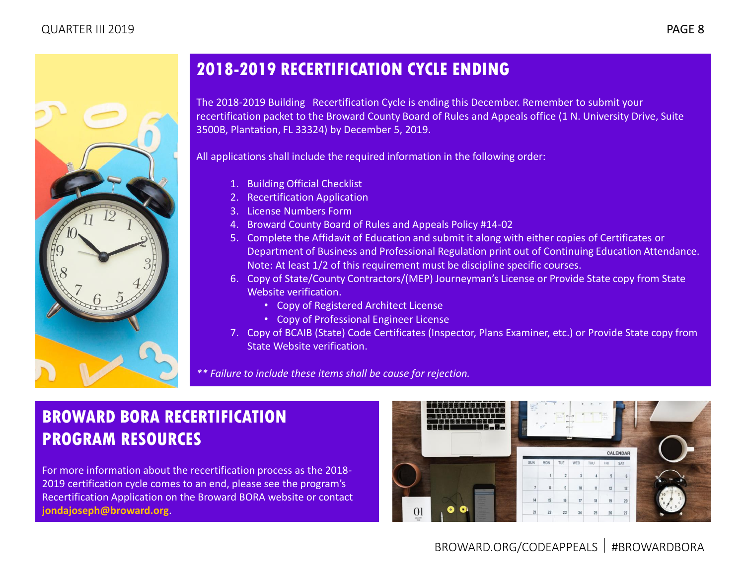## 2018-2019 RECERTIFICATION CYCLE ENDING

The 2018-2019 Building Recertification Cycle is ending this December. Remember to submit your recertification packet to the Broward County Board of Rules and Appeals office (1 N. University Drive, Suite 3500B, Plantation, FL 33324) by December 5, 2019.

All applications shall include the required information in the following order:

1. Building Official Checklist
2. Recertification Application
3. License Numbers Form
4. Broward County Board of Rules and Appeals Policy #14-02
5. Complete the Affidavit of Education and submit it along with either copies of Certificates or Department of Business and Professional Regulation print out of Continuing Education Attendance. Note: At least 1/2 of this requirement must be discipline specific courses.
6. Copy of State/County Contractors/(MEP) Journeyman's License or Provide State copy from State Website verification.
   - Copy of Registered Architect License
   - Copy of Professional Engineer License
7. Copy of BCAIB (State) Code Certificates (Inspector, Plans Examiner, etc.) or Provide State copy from State Website verification.

*** Failure to include these items shall be cause for rejection.*

## BROWARD BORA RECERTIFICATION PROGRAM RESOURCES

For more information about the recertification process as the 2018-2019 certification cycle comes to an end, please see the program's Recertification Application on the Broward BORA website or contact **jondajoseph@broward.org**.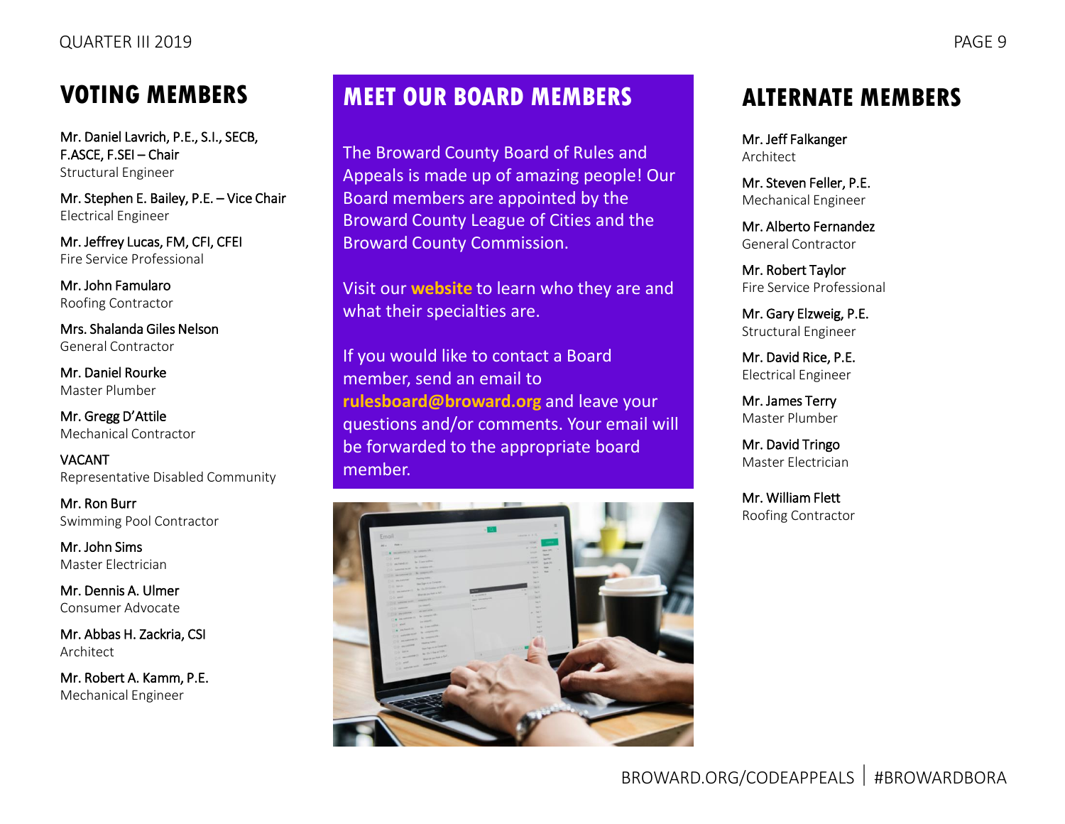## VOTING MEMBERS

Mr. Daniel Lavrich, P.E., S.I., SECB, F.ASCE, F.SEI – Chair
Structural Engineer

Mr. Stephen E. Bailey, P.E. – Vice Chair
Electrical Engineer

Mr. Jeffrey Lucas, FM, CFI, CFEI
Fire Service Professional

Mr. John Famularo
Roofing Contractor

Mrs. Shalanda Giles Nelson
General Contractor

Mr. Daniel Rourke
Master Plumber

Mr. Gregg D'Attile
Mechanical Contractor

VACANT
Representative Disabled Community

Mr. Ron Burr
Swimming Pool Contractor

Mr. John Sims
Master Electrician

Mr. Dennis A. Ulmer
Consumer Advocate

Mr. Abbas H. Zackria, CSI
Architect

Mr. Robert A. Kamm, P.E.
Mechanical Engineer

## MEET OUR BOARD MEMBERS

The Broward County Board of Rules and Appeals is made up of amazing people! Our Board members are appointed by the Broward County League of Cities and the Broward County Commission.

Visit our **website** to learn who they are and what their specialties are.

If you would like to contact a Board member, send an email to **rulesboard@broward.org** and leave your questions and/or comments. Your email will be forwarded to the appropriate board member.

## ALTERNATE MEMBERS

Mr. Jeff Falkanger
Architect

Mr. Steven Feller, P.E.
Mechanical Engineer

Mr. Alberto Fernandez
General Contractor

Mr. Robert Taylor
Fire Service Professional

Mr. Gary Elzweig, P.E.
Structural Engineer

Mr. David Rice, P.E.
Electrical Engineer

Mr. James Terry
Master Plumber

Mr. David Tringo
Master Electrician

Mr. William Flett
Roofing Contractor

BROWARD.ORG/CODEAPPEALS | #BROWARDBORA